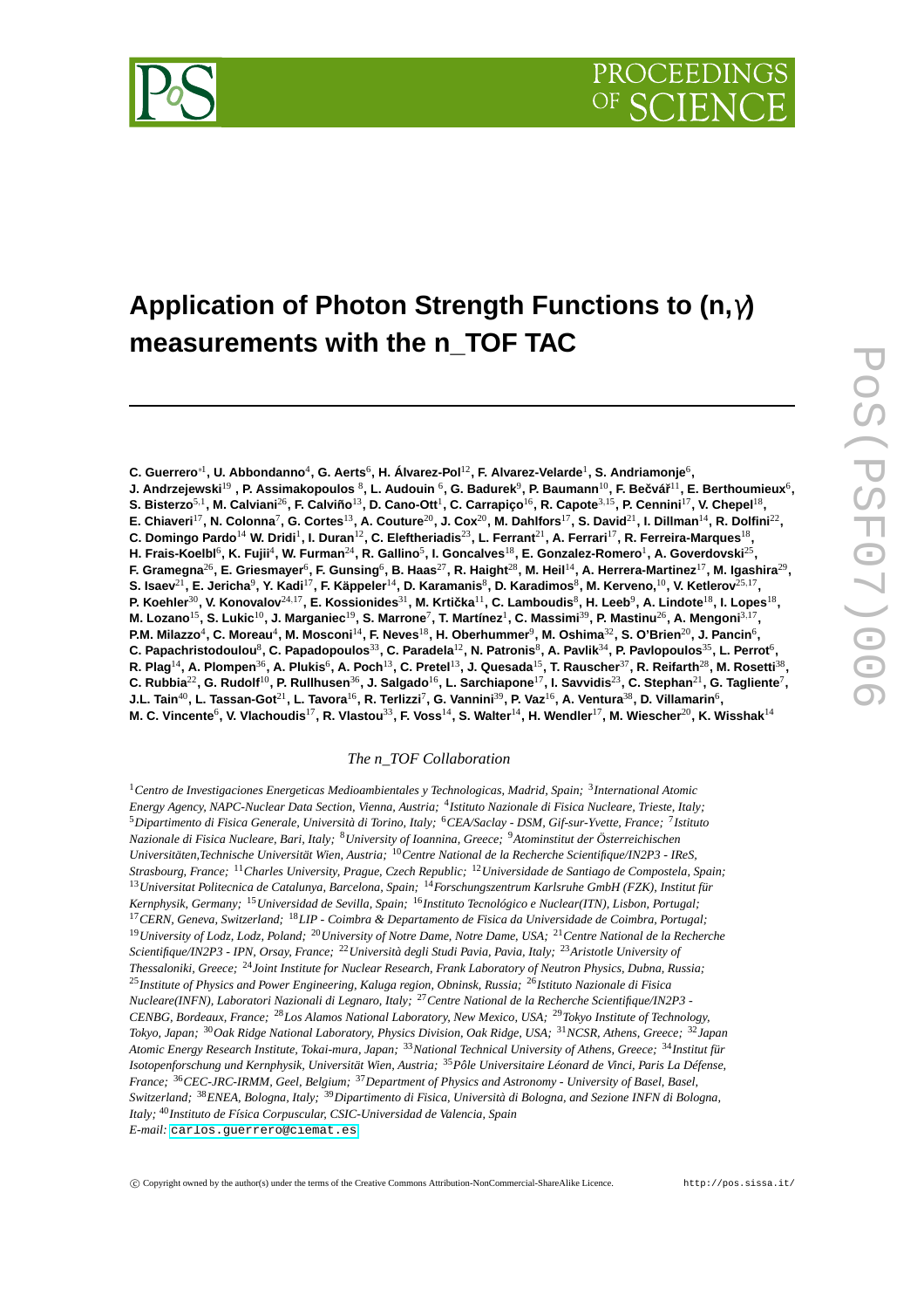# Application of Photon Strength Functions to (n,$\gamma$) measurements with the n_TOF TAC

**C. Guerrero**[∗1], **U. Abbondanno**[4], **G. Aerts**[6], **H. Álvarez-Pol**[12], **F. Alvarez-Velarde**[1], **S. Andriamonje**[6], **J. Andrzejewski**[19] , **P. Assimakopoulos** [8], **L. Audouin** [6], **G. Badurek**[9], **P. Baumann**[10], **F. Bečvář**[11], **E. Berthoumieux**[6], **S. Bisterzo**[5,1], **M. Calviani**[26], **F. Calviño**[13], **D. Cano-Ott**[1], **C. Carrapiço**[16], **R. Capote**[3,15], **P. Cennini**[17], **V. Chepel**[18], **E. Chiaveri**[17], **N. Colonna**[7], **G. Cortes**[13], **A. Couture**[20], **J. Cox**[20], **M. Dahlfors**[17], **S. David**[21], **I. Dillman**[14], **R. Dolfini**[22], **C. Domingo Pardo**[14] **W. Dridi**[1], **I. Duran**[12], **C. Eleftheriadis**[23], **L. Ferrant**[21], **A. Ferrari**[17], **R. Ferreira-Marques**[18], **H. Frais-Koelbl**[6], **K. Fujii**[4], **W. Furman**[24], **R. Gallino**[5], **I. Goncalves**[18], **E. Gonzalez-Romero**[1], **A. Goverdovski**[25], **F. Gramegna**[26], **E. Griesmayer**[6], **F. Gunsing**[6], **B. Haas**[27], **R. Haight**[28], **M. Heil**[14], **A. Herrera-Martinez**[17], **M. Igashira**[29], **S. Isaev**[21], **E. Jericha**[9], **Y. Kadi**[17], **F. Käppeler**[14], **D. Karamanis**[8], **D. Karadimos**[8], **M. Kerveno**,[10], **V. Ketlerov**[25,17], **P. Koehler**[30], **V. Konovalov**[24,17], **E. Kossionides**[31], **M. Krtička**[11], **C. Lamboudis**[8], **H. Leeb**[9], **A. Lindote**[18], **I. Lopes**[18], **M. Lozano**[15], **S. Lukic**[10], **J. Marganiec**[19], **S. Marrone**[7], **T. Martínez**[1], **C. Massimi**[39], **P. Mastinu**[26], **A. Mengoni**[3,17], **P.M. Milazzo**[4], **C. Moreau**[4], **M. Mosconi**[14], **F. Neves**[18], **H. Oberhummer**[9], **M. Oshima**[32], **S. O'Brien**[20], **J. Pancin**[6], **C. Papachristodoulou**[8], **C. Papadopoulos**[33], **C. Paradela**[12], **N. Patronis**[8], **A. Pavlik**[34], **P. Pavlopoulos**[35], **L. Perrot**[6], **R. Plag**[14], **A. Plompen**[36], **A. Plukis**[6], **A. Poch**[13], **C. Pretel**[13], **J. Quesada**[15], **T. Rauscher**[37], **R. Reifarth**[28], **M. Rosetti**[38], **C. Rubbia**[22], **G. Rudolf**[10], **P. Rullhusen**[36], **J. Salgado**[16], **L. Sarchiapone**[17], **I. Savvidis**[23], **C. Stephan**[21], **G. Tagliente**[7], **J.L. Tain**[40], **L. Tassan-Got**[21], **L. Tavora**[16], **R. Terlizzi**[7], **G. Vannini**[39], **P. Vaz**[16], **A. Ventura**[38], **D. Villamarin**[6], **M. C. Vincente**[6], **V. Vlachoudis**[17], **R. Vlastou**[33], **F. Voss**[14], **S. Walter**[14], **H. Wendler**[17], **M. Wiescher**[20], **K. Wisshak**[14]

*The n_TOF Collaboration*

[1]*Centro de Investigaciones Energeticas Medioambientales y Technologicas, Madrid, Spain;* [3]*International Atomic Energy Agency, NAPC-Nuclear Data Section, Vienna, Austria;* [4]*Istituto Nazionale di Fisica Nucleare, Trieste, Italy;* [5]*Dipartimento di Fisica Generale, Università di Torino, Italy;* [6]*CEA/Saclay - DSM, Gif-sur-Yvette, France;* [7]*Istituto Nazionale di Fisica Nucleare, Bari, Italy;* [8]*University of Ioannina, Greece;* [9]*Atominstitut der Österreichischen Universitäten,Technische Universität Wien, Austria;* [10]*Centre National de la Recherche Scientifique/IN2P3 - IReS, Strasbourg, France;* [11]*Charles University, Prague, Czech Republic;* [12]*Universidade de Santiago de Compostela, Spain;* [13]*Universitat Politecnica de Catalunya, Barcelona, Spain;* [14]*Forschungszentrum Karlsruhe GmbH (FZK), Institut für Kernphysik, Germany;* [15]*Universidad de Sevilla, Spain;* [16]*Instituto Tecnológico e Nuclear(ITN), Lisbon, Portugal;* [17]*CERN, Geneva, Switzerland;* [18]*LIP - Coimbra & Departamento de Fisica da Universidade de Coimbra, Portugal;* [19]*University of Lodz, Lodz, Poland;* [20]*University of Notre Dame, Notre Dame, USA;* [21]*Centre National de la Recherche Scientifique/IN2P3 - IPN, Orsay, France;* [22]*Università degli Studi Pavia, Pavia, Italy;* [23]*Aristotle University of Thessaloniki, Greece;* [24]*Joint Institute for Nuclear Research, Frank Laboratory of Neutron Physics, Dubna, Russia;* [25]*Institute of Physics and Power Engineering, Kaluga region, Obninsk, Russia;* [26]*Istituto Nazionale di Fisica Nucleare(INFN), Laboratori Nazionali di Legnaro, Italy;* [27]*Centre National de la Recherche Scientifique/IN2P3 - CENBG, Bordeaux, France;* [28]*Los Alamos National Laboratory, New Mexico, USA;* [29]*Tokyo Institute of Technology, Tokyo, Japan;* [30]*Oak Ridge National Laboratory, Physics Division, Oak Ridge, USA;* [31]*NCSR, Athens, Greece;* [32]*Japan Atomic Energy Research Institute, Tokai-mura, Japan;* [33]*National Technical University of Athens, Greece;* [34]*Institut für Isotopenforschung und Kernphysik, Universität Wien, Austria;* [35]*Pôle Universitaire Léonard de Vinci, Paris La Défense, France;* [36]*CEC-JRC-IRMM, Geel, Belgium;* [37]*Department of Physics and Astronomy - University of Basel, Basel, Switzerland;* [38]*ENEA, Bologna, Italy;* [39]*Dipartimento di Fisica, Università di Bologna, and Sezione INFN di Bologna, Italy;* [40]*Instituto de Física Corpuscular, CSIC-Universidad de Valencia, Spain*

*E-mail:* carlos.guerrero@ciemat.es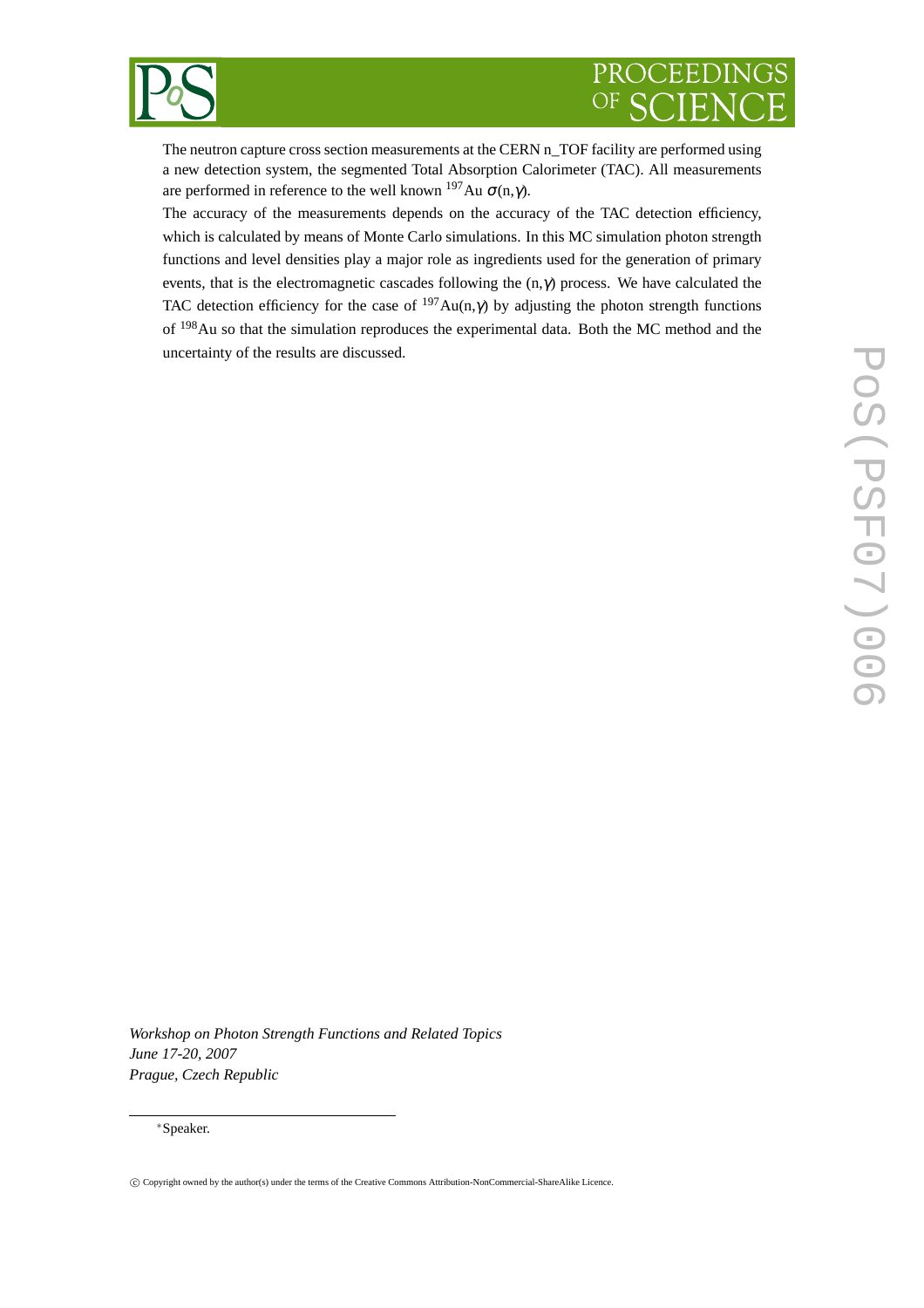The neutron capture cross section measurements at the CERN n_TOF facility are performed using a new detection system, the segmented Total Absorption Calorimeter (TAC). All measurements are performed in reference to the well known $^{197}$Au $\sigma$(n,$\gamma$).

The accuracy of the measurements depends on the accuracy of the TAC detection efficiency, which is calculated by means of Monte Carlo simulations. In this MC simulation photon strength functions and level densities play a major role as ingredients used for the generation of primary events, that is the electromagnetic cascades following the (n,$\gamma$) process. We have calculated the TAC detection efficiency for the case of $^{197}$Au(n,$\gamma$) by adjusting the photon strength functions of $^{198}$Au so that the simulation reproduces the experimental data. Both the MC method and the uncertainty of the results are discussed.

*Workshop on Photon Strength Functions and Related Topics*
*June 17-20, 2007*
*Prague, Czech Republic*

*Speaker.

© Copyright owned by the author(s) under the terms of the Creative Commons Attribution-NonCommercial-ShareAlike Licence.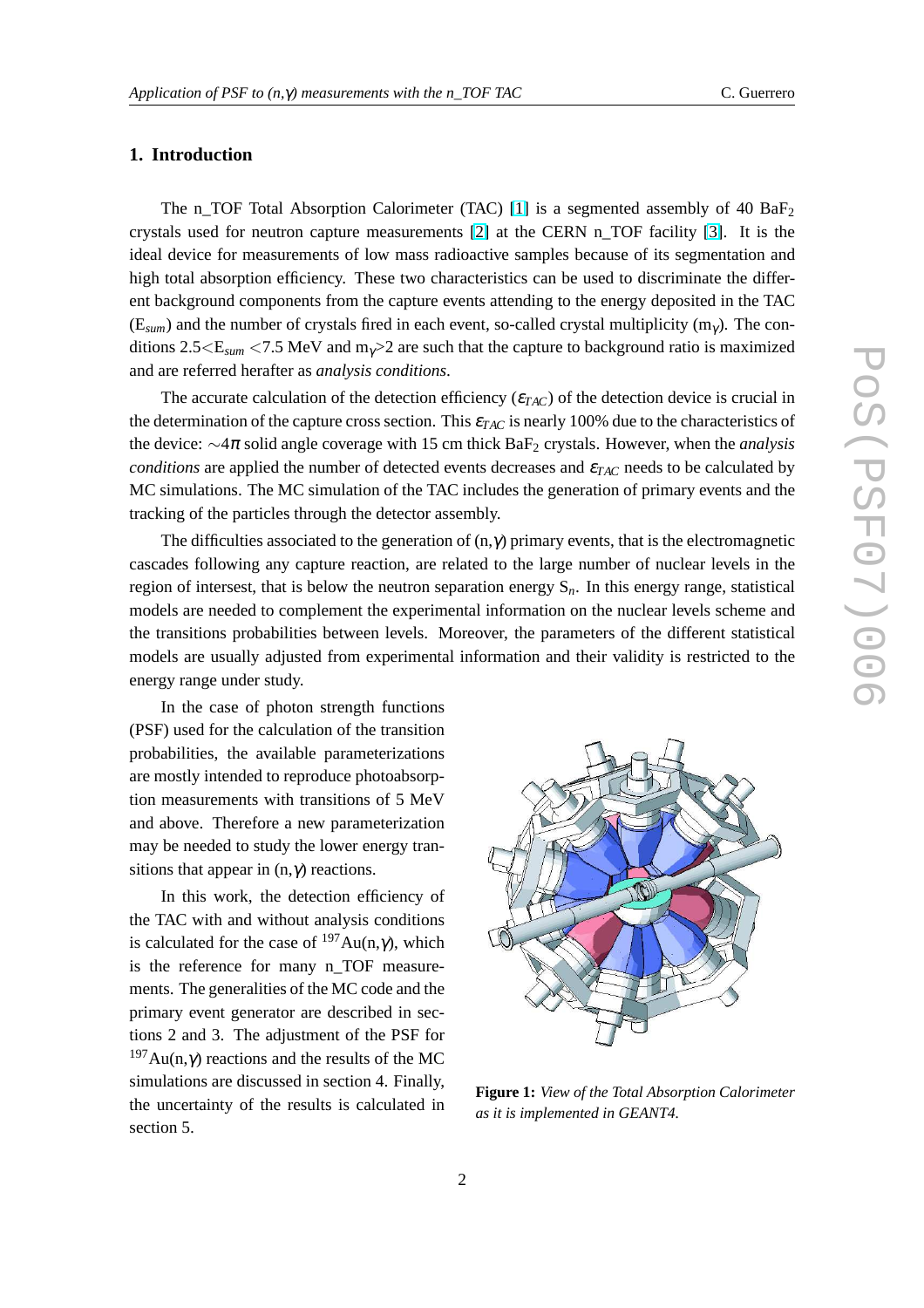## 1. Introduction

The n_TOF Total Absorption Calorimeter (TAC) [1] is a segmented assembly of 40 $BaF_2$ crystals used for neutron capture measurements [2] at the CERN n_TOF facility [3]. It is the ideal device for measurements of low mass radioactive samples because of its segmentation and high total absorption efficiency. These two characteristics can be used to discriminate the different background components from the capture events attending to the energy deposited in the TAC ($E_{sum}$) and the number of crystals fired in each event, so-called crystal multiplicity ($m_\gamma$). The conditions $2.5 < E_{sum} < 7.5$ MeV and $m_\gamma > 2$ are such that the capture to background ratio is maximized and are referred herafter as *analysis conditions*.

The accurate calculation of the detection efficiency ($\varepsilon_{TAC}$) of the detection device is crucial in the determination of the capture cross section. This $\varepsilon_{TAC}$ is nearly 100% due to the characteristics of the device: $\sim 4\pi$ solid angle coverage with 15 cm thick $BaF_2$ crystals. However, when the *analysis conditions* are applied the number of detected events decreases and $\varepsilon_{TAC}$ needs to be calculated by MC simulations. The MC simulation of the TAC includes the generation of primary events and the tracking of the particles through the detector assembly.

The difficulties associated to the generation of (n,$\gamma$) primary events, that is the electromagnetic cascades following any capture reaction, are related to the large number of nuclear levels in the region of intersest, that is below the neutron separation energy $S_n$. In this energy range, statistical models are needed to complement the experimental information on the nuclear levels scheme and the transitions probabilities between levels. Moreover, the parameters of the different statistical models are usually adjusted from experimental information and their validity is restricted to the energy range under study.

In the case of photon strength functions (PSF) used for the calculation of the transition probabilities, the available parameterizations are mostly intended to reproduce photoabsorption measurements with transitions of 5 MeV and above. Therefore a new parameterization may be needed to study the lower energy transitions that appear in (n,$\gamma$) reactions.

In this work, the detection efficiency of the TAC with and without analysis conditions is calculated for the case of $^{197}$Au(n,$\gamma$), which is the reference for many n_TOF measurements. The generalities of the MC code and the primary event generator are described in sections 2 and 3. The adjustment of the PSF for $^{197}$Au(n,$\gamma$) reactions and the results of the MC simulations are discussed in section 4. Finally, the uncertainty of the results is calculated in section 5.

**Figure 1:** *View of the Total Absorption Calorimeter as it is implemented in GEANT4.*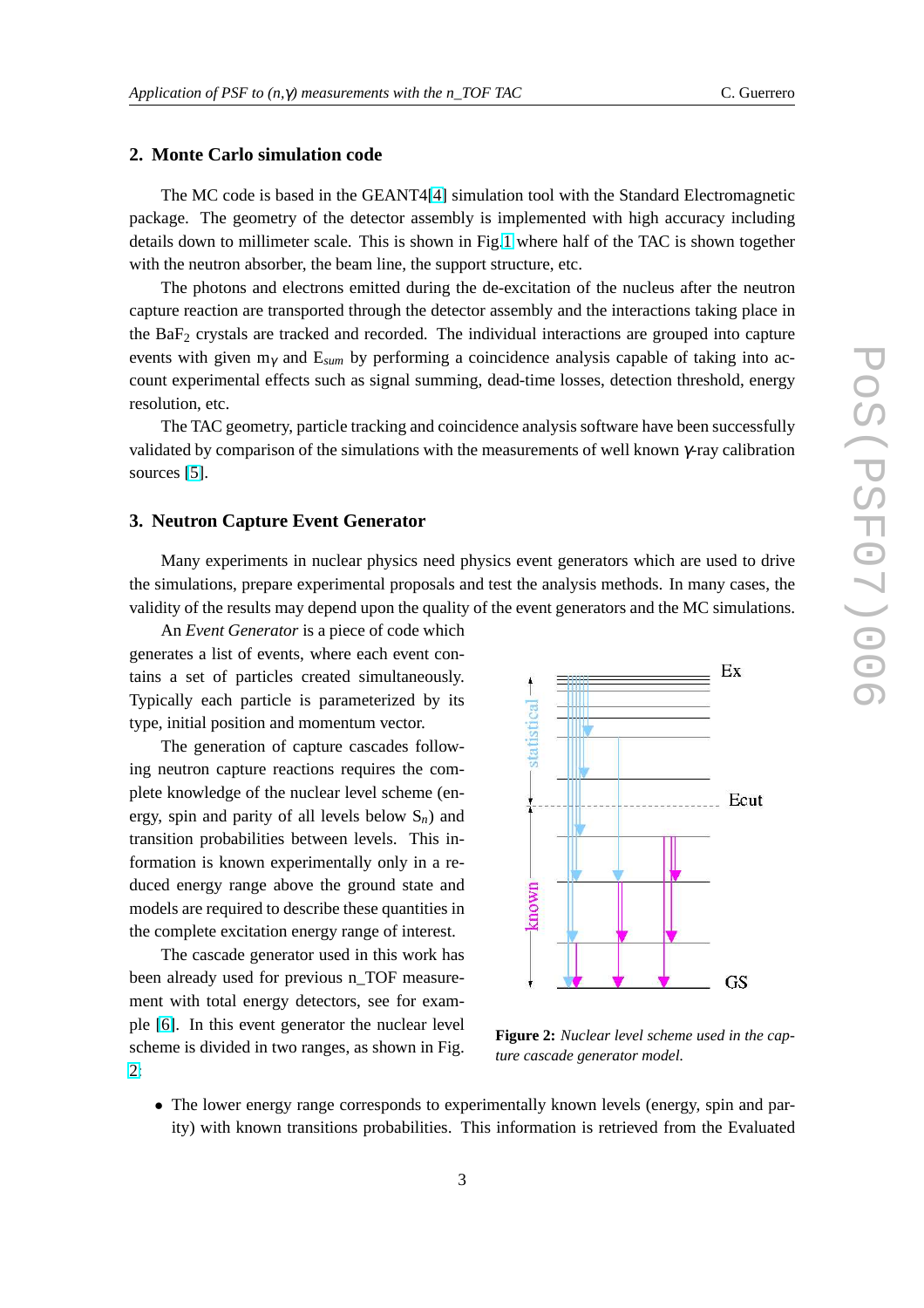## 2. Monte Carlo simulation code

The MC code is based in the GEANT4[4] simulation tool with the Standard Electromagnetic package. The geometry of the detector assembly is implemented with high accuracy including details down to millimeter scale. This is shown in Fig.1 where half of the TAC is shown together with the neutron absorber, the beam line, the support structure, etc.

The photons and electrons emitted during the de-excitation of the nucleus after the neutron capture reaction are transported through the detector assembly and the interactions taking place in the $BaF_2$ crystals are tracked and recorded. The individual interactions are grouped into capture events with given $m_\gamma$ and $E_{sum}$ by performing a coincidence analysis capable of taking into account experimental effects such as signal summing, dead-time losses, detection threshold, energy resolution, etc.

The TAC geometry, particle tracking and coincidence analysis software have been successfully validated by comparison of the simulations with the measurements of well known $\gamma$-ray calibration sources [5].

## 3. Neutron Capture Event Generator

Many experiments in nuclear physics need physics event generators which are used to drive the simulations, prepare experimental proposals and test the analysis methods. In many cases, the validity of the results may depend upon the quality of the event generators and the MC simulations.

An *Event Generator* is a piece of code which generates a list of events, where each event contains a set of particles created simultaneously. Typically each particle is parameterized by its type, initial position and momentum vector.

The generation of capture cascades following neutron capture reactions requires the complete knowledge of the nuclear level scheme (energy, spin and parity of all levels below $S_n$) and transition probabilities between levels. This information is known experimentally only in a reduced energy range above the ground state and models are required to describe these quantities in the complete excitation energy range of interest.

The cascade generator used in this work has been already used for previous n_TOF measurement with total energy detectors, see for example [6]. In this event generator the nuclear level scheme is divided in two ranges, as shown in Fig. 2:

**Figure 2:** *Nuclear level scheme used in the capture cascade generator model.*

- The lower energy range corresponds to experimentally known levels (energy, spin and parity) with known transitions probabilities. This information is retrieved from the Evaluated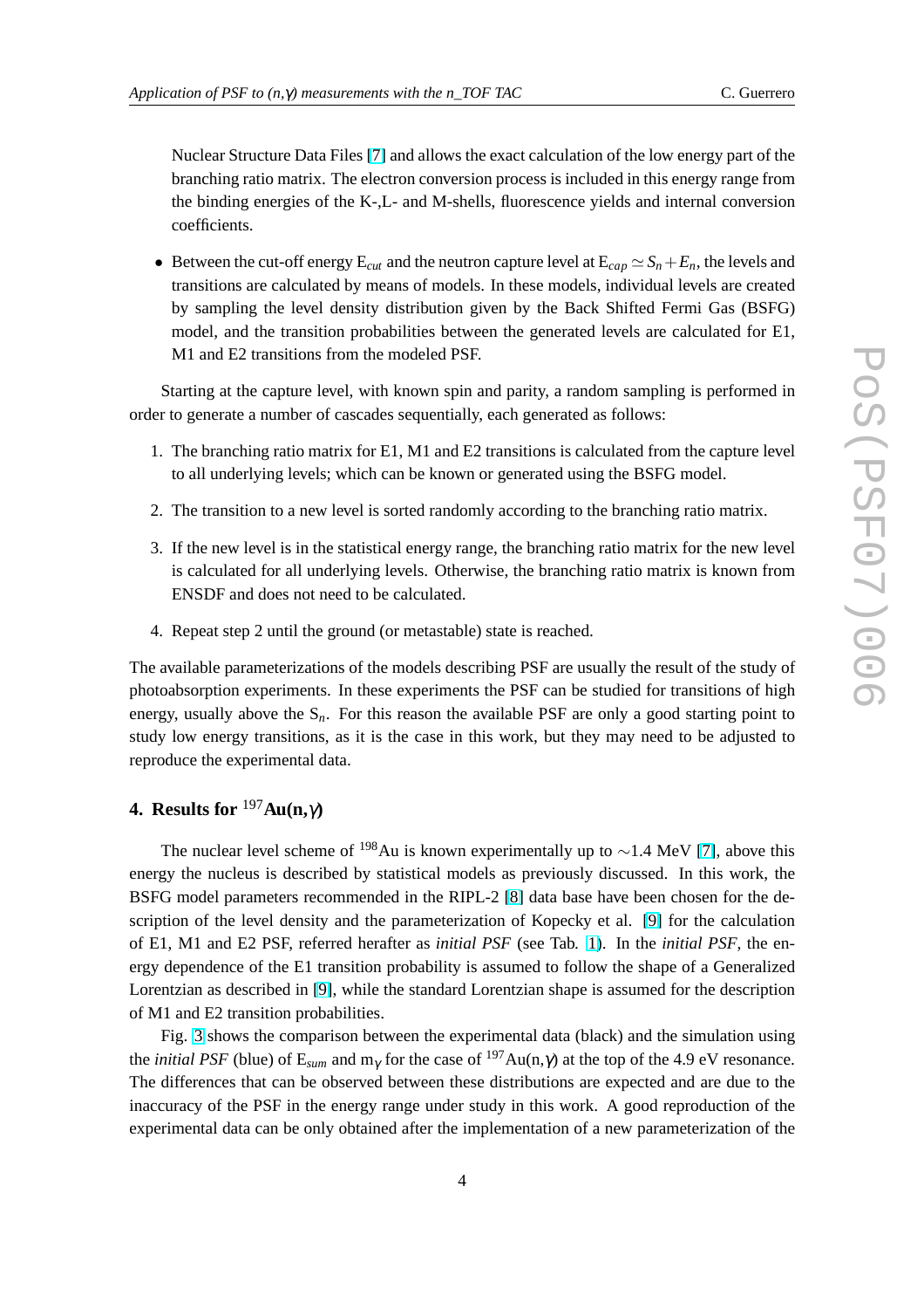Nuclear Structure Data Files [7] and allows the exact calculation of the low energy part of the branching ratio matrix. The electron conversion process is included in this energy range from the binding energies of the K-,L- and M-shells, fluorescence yields and internal conversion coefficients.

- Between the cut-off energy $E_{cut}$ and the neutron capture level at $E_{cap} \simeq S_n + E_n$, the levels and transitions are calculated by means of models. In these models, individual levels are created by sampling the level density distribution given by the Back Shifted Fermi Gas (BSFG) model, and the transition probabilities between the generated levels are calculated for E1, M1 and E2 transitions from the modeled PSF.

Starting at the capture level, with known spin and parity, a random sampling is performed in order to generate a number of cascades sequentially, each generated as follows:

1. The branching ratio matrix for E1, M1 and E2 transitions is calculated from the capture level to all underlying levels; which can be known or generated using the BSFG model.
2. The transition to a new level is sorted randomly according to the branching ratio matrix.
3. If the new level is in the statistical energy range, the branching ratio matrix for the new level is calculated for all underlying levels. Otherwise, the branching ratio matrix is known from ENSDF and does not need to be calculated.
4. Repeat step 2 until the ground (or metastable) state is reached.

The available parameterizations of the models describing PSF are usually the result of the study of photoabsorption experiments. In these experiments the PSF can be studied for transitions of high energy, usually above the $S_n$. For this reason the available PSF are only a good starting point to study low energy transitions, as it is the case in this work, but they may need to be adjusted to reproduce the experimental data.

## 4. Results for $^{197}$Au(n,$\gamma$)

The nuclear level scheme of $^{198}$Au is known experimentally up to ~1.4 MeV [7], above this energy the nucleus is described by statistical models as previously discussed. In this work, the BSFG model parameters recommended in the RIPL-2 [8] data base have been chosen for the description of the level density and the parameterization of Kopecky et al. [9] for the calculation of E1, M1 and E2 PSF, referred herafter as *initial PSF* (see Tab. 1). In the *initial PSF*, the energy dependence of the E1 transition probability is assumed to follow the shape of a Generalized Lorentzian as described in [9], while the standard Lorentzian shape is assumed for the description of M1 and E2 transition probabilities.

Fig. 3 shows the comparison between the experimental data (black) and the simulation using the *initial PSF* (blue) of $E_{sum}$ and $m_\gamma$ for the case of $^{197}$Au(n,$\gamma$) at the top of the 4.9 eV resonance. The differences that can be observed between these distributions are expected and are due to the inaccuracy of the PSF in the energy range under study in this work. A good reproduction of the experimental data can be only obtained after the implementation of a new parameterization of the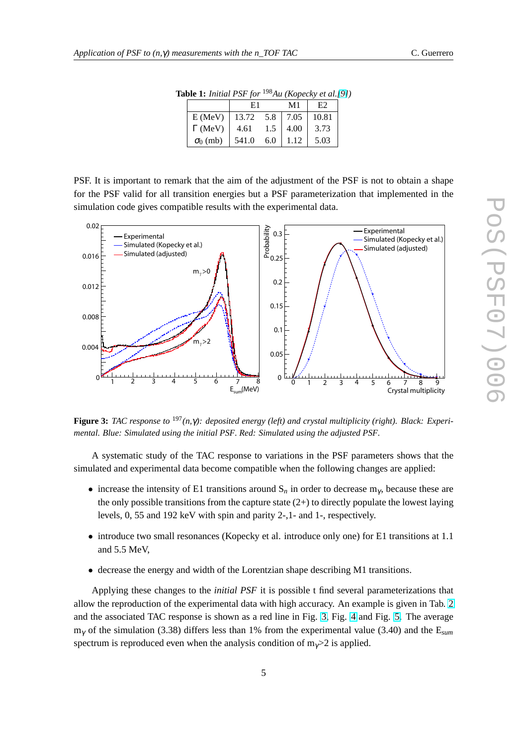**Table 1:** *Initial PSF for $^{198}$Au (Kopecky et al.[9])*

| | E1 | | M1 | E2 |
|---|---|---|---|---|
| E (MeV) | 13.72 | 5.8 | 7.05 | 10.81 |
| Γ (MeV) | 4.61 | 1.5 | 4.00 | 3.73 |
| $\sigma_0$ (mb) | 541.0 | 6.0 | 1.12 | 5.03 |

PSF. It is important to remark that the aim of the adjustment of the PSF is not to obtain a shape for the PSF valid for all transition energies but a PSF parameterization that implemented in the simulation code gives compatible results with the experimental data.

**Figure 3:** *TAC response to $^{197}$(n,γ): deposited energy (left) and crystal multiplicity (right). Black: Experimental. Blue: Simulated using the initial PSF. Red: Simulated using the adjusted PSF.*

A systematic study of the TAC response to variations in the PSF parameters shows that the simulated and experimental data become compatible when the following changes are applied:

- increase the intensity of E1 transitions around $S_n$ in order to decrease $m_\gamma$, because these are the only possible transitions from the capture state (2+) to directly populate the lowest laying levels, 0, 55 and 192 keV with spin and parity 2-,1- and 1-, respectively.
- introduce two small resonances (Kopecky et al. introduce only one) for E1 transitions at 1.1 and 5.5 MeV,
- decrease the energy and width of the Lorentzian shape describing M1 transitions.

Applying these changes to the *initial PSF* it is possible t find several parameterizations that allow the reproduction of the experimental data with high accuracy. An example is given in Tab. 2 and the associated TAC response is shown as a red line in Fig. 3, Fig. 4 and Fig. 5. The average $m_\gamma$ of the simulation (3.38) differs less than 1% from the experimental value (3.40) and the $E_{sum}$ spectrum is reproduced even when the analysis condition of $m_\gamma$>2 is applied.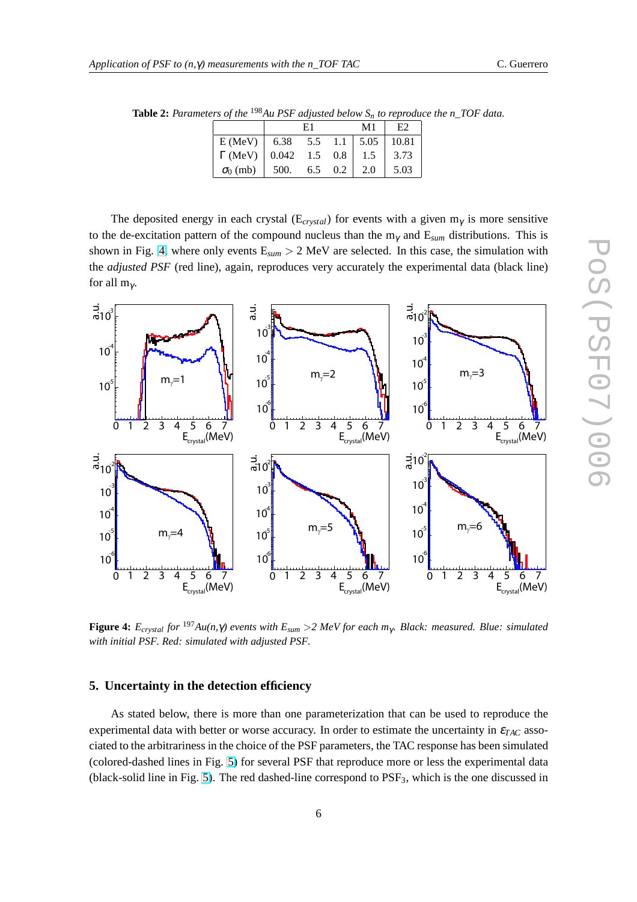**Table 2:** *Parameters of the [198]Au PSF adjusted below $S_n$ to reproduce the n_TOF data.*

| | E1 | | | M1 | E2 |
|---|---|---|---|---|---|
| E (MeV) | 6.38 | 5.5 | 1.1 | 5.05 | 10.81 |
| Γ (MeV) | 0.042 | 1.5 | 0.8 | 1.5 | 3.73 |
| $\sigma_0$ (mb) | 500. | 6.5 | 0.2 | 2.0 | 5.03 |

The deposited energy in each crystal ($E_{crystal}$) for events with a given $m_\gamma$ is more sensitive to the de-excitation pattern of the compound nucleus than the $m_\gamma$ and $E_{sum}$ distributions. This is shown in Fig. 4, where only events $E_{sum} > 2$ MeV are selected. In this case, the simulation with the *adjusted PSF* (red line), again, reproduces very accurately the experimental data (black line) for all $m_\gamma$.

**Figure 4:** *$E_{crystal}$ for [197]Au(n,γ) events with $E_{sum}$ >2 MeV for each $m_\gamma$. Black: measured. Blue: simulated with initial PSF. Red: simulated with adjusted PSF.*

## 5. Uncertainty in the detection efficiency

As stated below, there is more than one parameterization that can be used to reproduce the experimental data with better or worse accuracy. In order to estimate the uncertainty in $\varepsilon_{TAC}$ associated to the arbitrariness in the choice of the PSF parameters, the TAC response has been simulated (colored-dashed lines in Fig. 5) for several PSF that reproduce more or less the experimental data (black-solid line in Fig. 5). The red dashed-line correspond to $PSF_3$, which is the one discussed in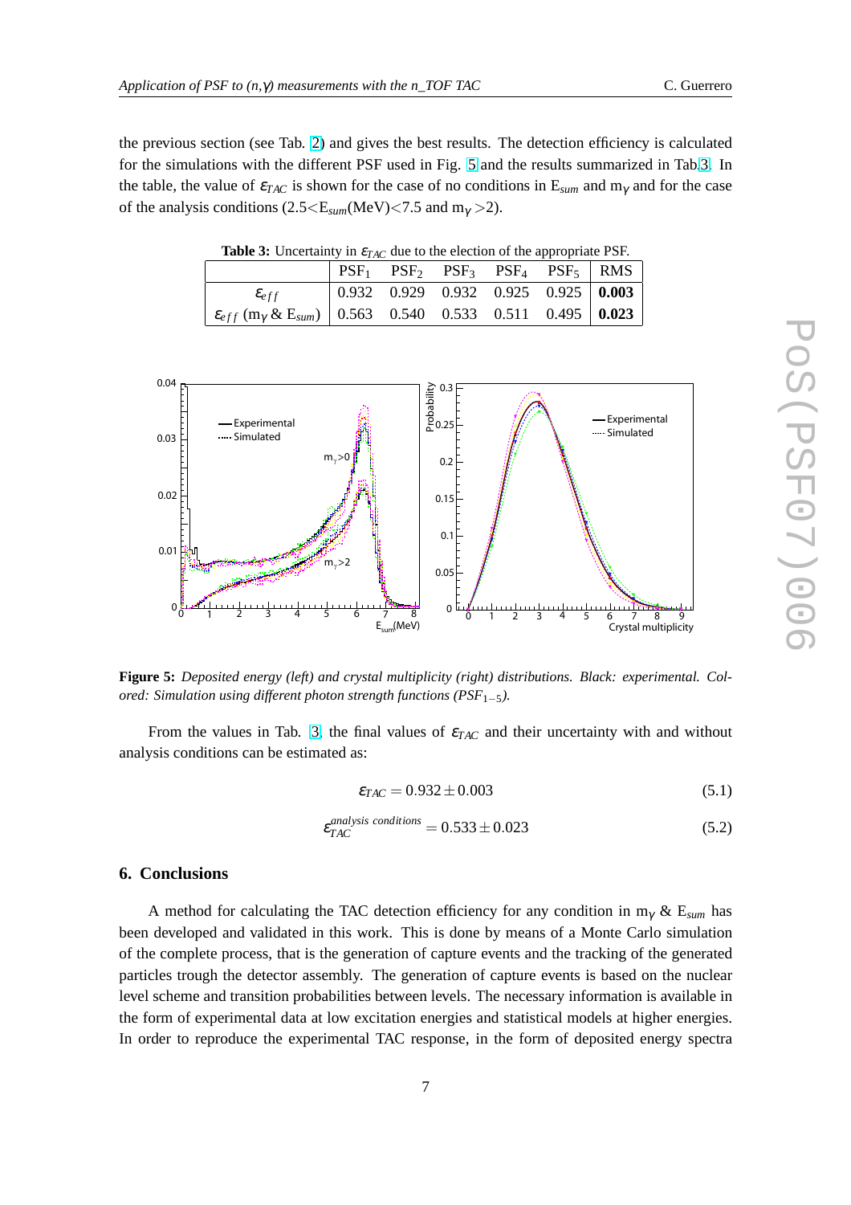the previous section (see Tab. 2) and gives the best results. The detection efficiency is calculated for the simulations with the different PSF used in Fig. 5 and the results summarized in Tab.3. In the table, the value of $\varepsilon_{TAC}$ is shown for the case of no conditions in $E_{sum}$ and $m_\gamma$ and for the case of the analysis conditions (2.5<$E_{sum}$(MeV)<7.5 and $m_\gamma$ >2).

**Table 3:** Uncertainty in $\varepsilon_{TAC}$ due to the election of the appropriate PSF.

| | $PSF_1$ | $PSF_2$ | $PSF_3$ | $PSF_4$ | $PSF_5$ | RMS |
|---|---|---|---|---|---|---|
| $\varepsilon_{eff}$ | 0.932 | 0.929 | 0.932 | 0.925 | 0.925 | **0.003** |
| $\varepsilon_{eff}$ ($m_\gamma$ & $E_{sum}$) | 0.563 | 0.540 | 0.533 | 0.511 | 0.495 | **0.023** |

**Figure 5:** *Deposited energy (left) and crystal multiplicity (right) distributions. Black: experimental. Colored: Simulation using different photon strength functions ($PSF_{1-5}$).*

From the values in Tab. 3, the final values of $\varepsilon_{TAC}$ and their uncertainty with and without analysis conditions can be estimated as:

$$\varepsilon_{TAC} = 0.932 \pm 0.003 \tag{5.1}$$

$$\varepsilon_{TAC}^{analysis\ conditions} = 0.533 \pm 0.023 \tag{5.2}$$

## 6. Conclusions

A method for calculating the TAC detection efficiency for any condition in $m_\gamma$ & $E_{sum}$ has been developed and validated in this work. This is done by means of a Monte Carlo simulation of the complete process, that is the generation of capture events and the tracking of the generated particles trough the detector assembly. The generation of capture events is based on the nuclear level scheme and transition probabilities between levels. The necessary information is available in the form of experimental data at low excitation energies and statistical models at higher energies. In order to reproduce the experimental TAC response, in the form of deposited energy spectra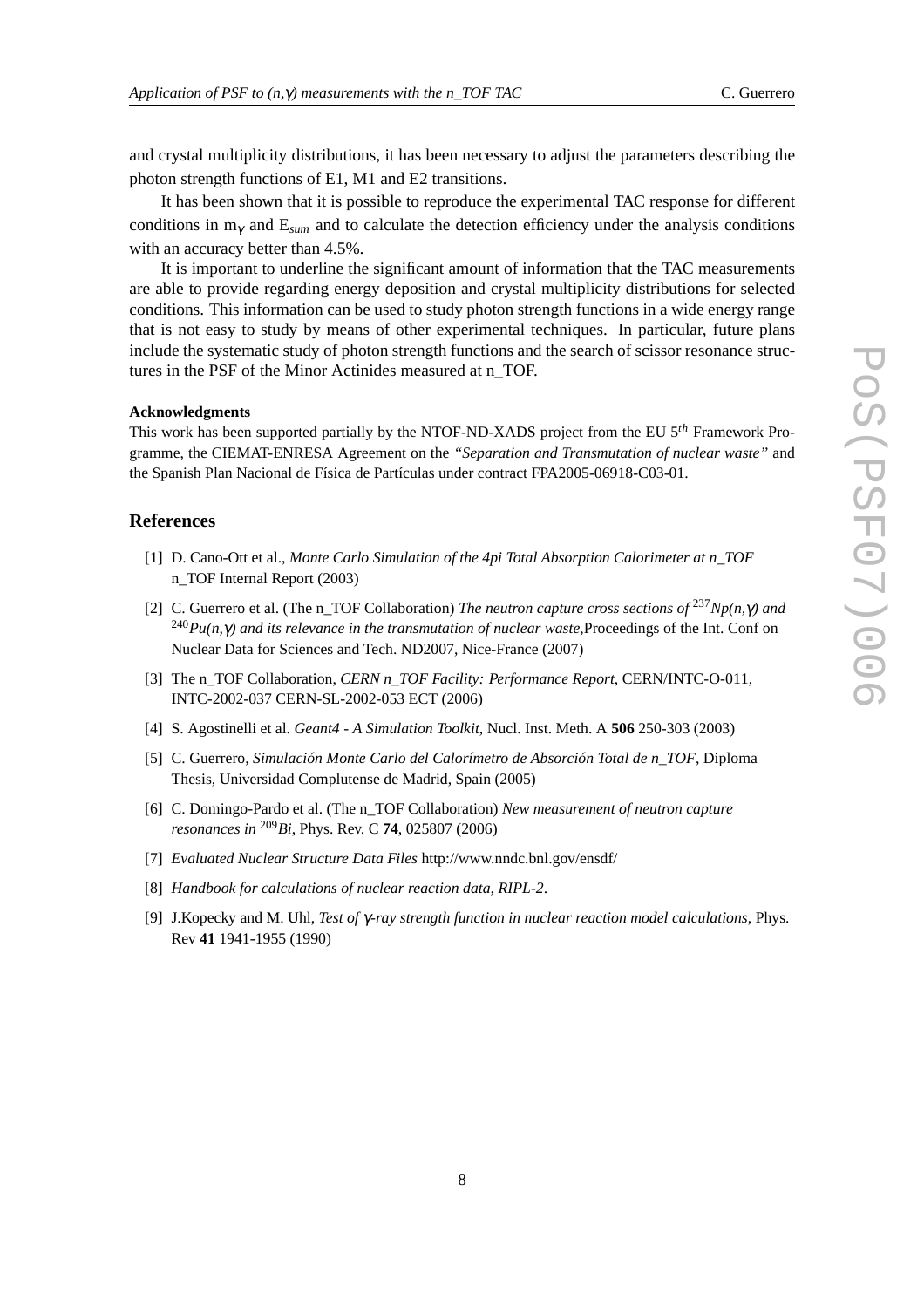and crystal multiplicity distributions, it has been necessary to adjust the parameters describing the photon strength functions of E1, M1 and E2 transitions.

It has been shown that it is possible to reproduce the experimental TAC response for different conditions in $m_\gamma$ and $E_{sum}$ and to calculate the detection efficiency under the analysis conditions with an accuracy better than 4.5%.

It is important to underline the significant amount of information that the TAC measurements are able to provide regarding energy deposition and crystal multiplicity distributions for selected conditions. This information can be used to study photon strength functions in a wide energy range that is not easy to study by means of other experimental techniques. In particular, future plans include the systematic study of photon strength functions and the search of scissor resonance structures in the PSF of the Minor Actinides measured at n_TOF.

**Acknowledgments**

This work has been supported partially by the NTOF-ND-XADS project from the EU $5^{th}$ Framework Programme, the CIEMAT-ENRESA Agreement on the *"Separation and Transmutation of nuclear waste"* and the Spanish Plan Nacional de Física de Partículas under contract FPA2005-06918-C03-01.

## References

[1] D. Cano-Ott et al., *Monte Carlo Simulation of the 4pi Total Absorption Calorimeter at n_TOF* n_TOF Internal Report (2003)

[2] C. Guerrero et al. (The n_TOF Collaboration) *The neutron capture cross sections of $^{237}$Np(n,γ) and $^{240}$Pu(n,γ) and its relevance in the transmutation of nuclear waste*,Proceedings of the Int. Conf on Nuclear Data for Sciences and Tech. ND2007, Nice-France (2007)

[3] The n_TOF Collaboration, *CERN n_TOF Facility: Performance Report*, CERN/INTC-O-011, INTC-2002-037 CERN-SL-2002-053 ECT (2006)

[4] S. Agostinelli et al. *Geant4 - A Simulation Toolkit*, Nucl. Inst. Meth. A **506** 250-303 (2003)

[5] C. Guerrero, *Simulación Monte Carlo del Calorímetro de Absorción Total de n_TOF*, Diploma Thesis, Universidad Complutense de Madrid, Spain (2005)

[6] C. Domingo-Pardo et al. (The n_TOF Collaboration) *New measurement of neutron capture resonances in $^{209}$Bi*, Phys. Rev. C **74**, 025807 (2006)

[7] *Evaluated Nuclear Structure Data Files* http://www.nndc.bnl.gov/ensdf/

[8] *Handbook for calculations of nuclear reaction data, RIPL-2*.

[9] J.Kopecky and M. Uhl, *Test of γ-ray strength function in nuclear reaction model calculations*, Phys. Rev **41** 1941-1955 (1990)